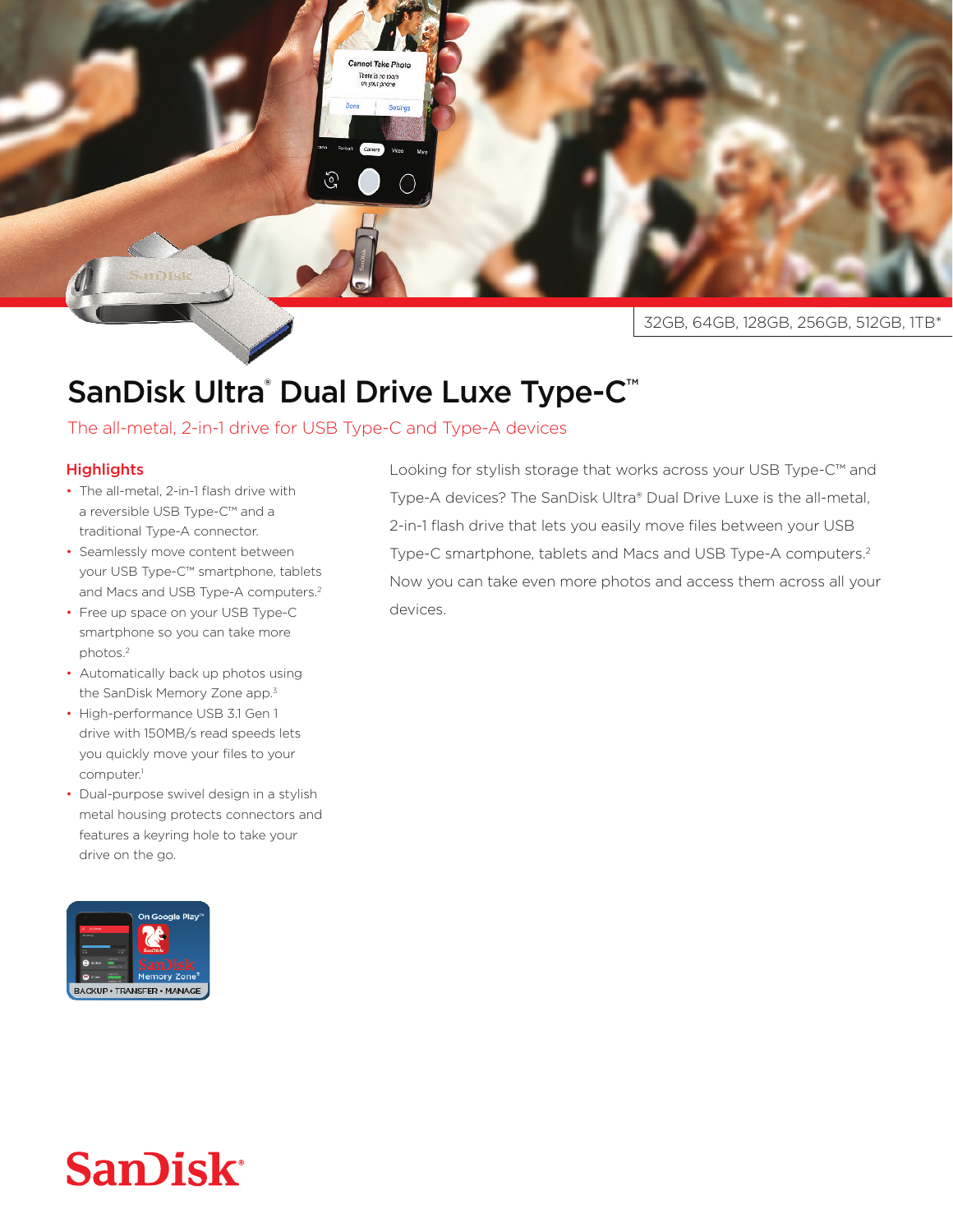32GB, 64GB, 128GB, 256GB, 512GB, 1TB*

# SanDisk Ultra® Dual Drive Luxe Type-C™

The all-metal, 2-in-1 drive for USB Type-C and Type-A devices

## Highlights

- The all-metal, 2-in-1 flash drive with a reversible USB Type-C™ and a traditional Type-A connector.
- Seamlessly move content between your USB Type-C™ smartphone, tablets and Macs and USB Type-A computers.[2]
- Free up space on your USB Type-C smartphone so you can take more photos.[2]
- Automatically back up photos using the SanDisk Memory Zone app.[3]
- High-performance USB 3.1 Gen 1 drive with 150MB/s read speeds lets you quickly move your files to your computer.[1]
- Dual-purpose swivel design in a stylish metal housing protects connectors and features a keyring hole to take your drive on the go.

Looking for stylish storage that works across your USB Type-C™ and Type-A devices? The SanDisk Ultra® Dual Drive Luxe is the all-metal, 2-in-1 flash drive that lets you easily move files between your USB Type-C smartphone, tablets and Macs and USB Type-A computers.[2] Now you can take even more photos and access them across all your devices.

On Google Play™

SanDisk Memory Zone™

BACKUP • TRANSFER • MANAGE

SanDisk®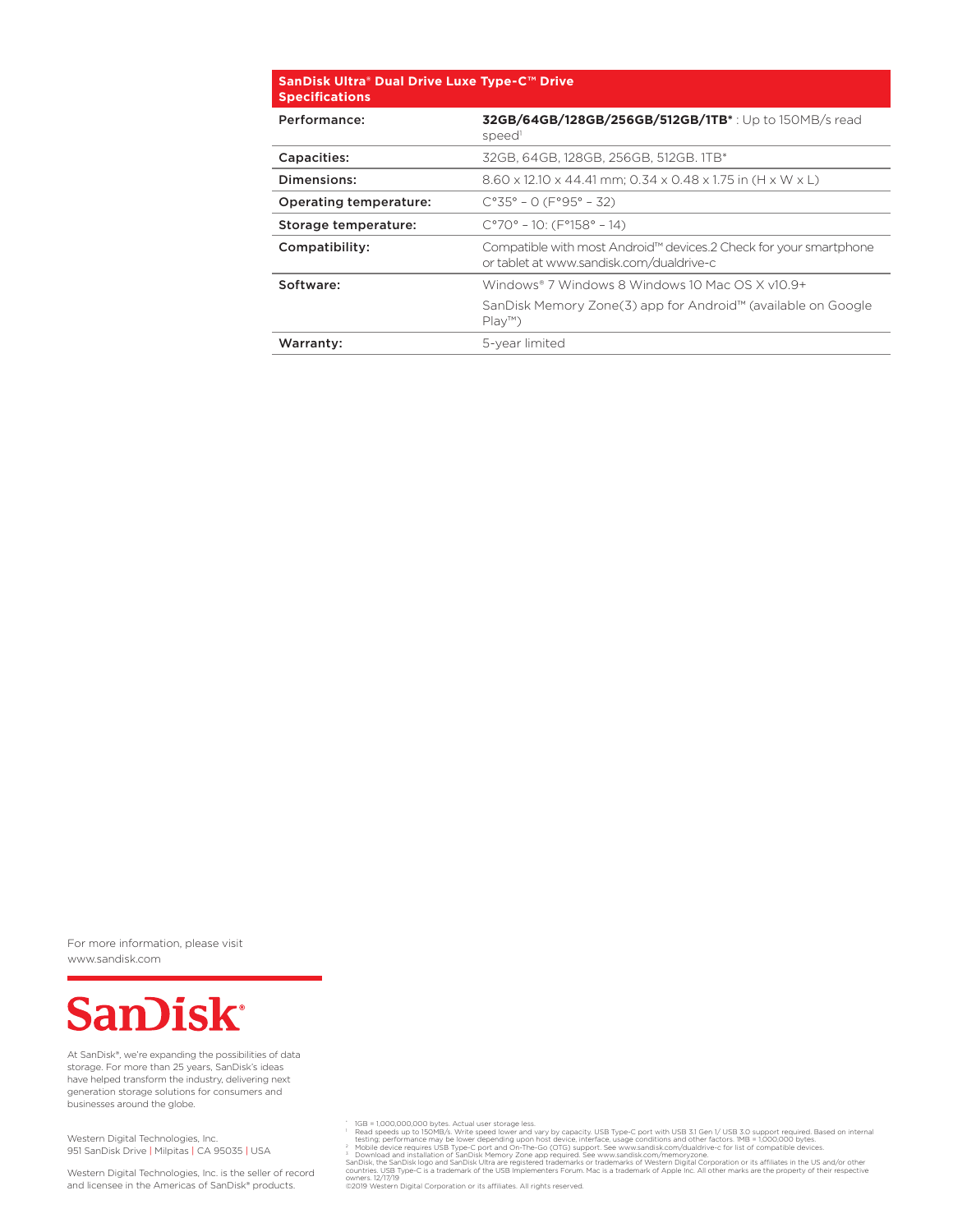## SanDisk Ultra® Dual Drive Luxe Type-C™ Drive Specifications

| | |
|---|---|
| **Performance:** | **32GB/64GB/128GB/256GB/512GB/1TB*** : Up to 150MB/s read speed[1] |
| **Capacities:** | 32GB, 64GB, 128GB, 256GB, 512GB. 1TB* |
| **Dimensions:** | 8.60 x 12.10 x 44.41 mm; 0.34 x 0.48 x 1.75 in (H x W x L) |
| **Operating temperature:** | C°35° – 0 (F°95° – 32) |
| **Storage temperature:** | C°70° – 10: (F°158° – 14) |
| **Compatibility:** | Compatible with most Android™ devices.2 Check for your smartphone or tablet at www.sandisk.com/dualdrive-c |
| **Software:** | Windows® 7 Windows 8 Windows 10 Mac OS X v10.9+ <br> SanDisk Memory Zone(3) app for Android™ (available on Google Play™) |
| **Warranty:** | 5-year limited |

For more information, please visit
www.sandisk.com

**SanDisk®**

At SanDisk®, we're expanding the possibilities of data storage. For more than 25 years, SanDisk's ideas have helped transform the industry, delivering next generation storage solutions for consumers and businesses around the globe.

Western Digital Technologies, Inc.
951 SanDisk Drive | Milpitas | CA 95035 | USA

Western Digital Technologies, Inc. is the seller of record and licensee in the Americas of SanDisk® products.

* 1GB = 1,000,000,000 bytes. Actual user storage less.
[1] Read speeds up to 150MB/s. Write speed lower and vary by capacity. USB Type-C port with USB 3.1 Gen 1/ USB 3.0 support required. Based on internal testing; performance may be lower depending upon host device, interface, usage conditions and other factors. 1MB = 1,000,000 bytes.
[2] Mobile device requires USB Type-C port and On-The-Go (OTG) support. See www.sandisk.com/dualdrive-c for list of compatible devices.
[3] Download and installation of SanDisk Memory Zone app required. See www.sandisk.com/memoryzone.
SanDisk, the SanDisk logo and SanDisk Ultra are registered trademarks or trademarks of Western Digital Corporation or its affiliates in the US and/or other countries. USB Type-C is a trademark of the USB Implementers Forum. Mac is a trademark of Apple Inc. All other marks are the property of their respective owners. 12/17/19
©2019 Western Digital Corporation or its affiliates. All rights reserved.